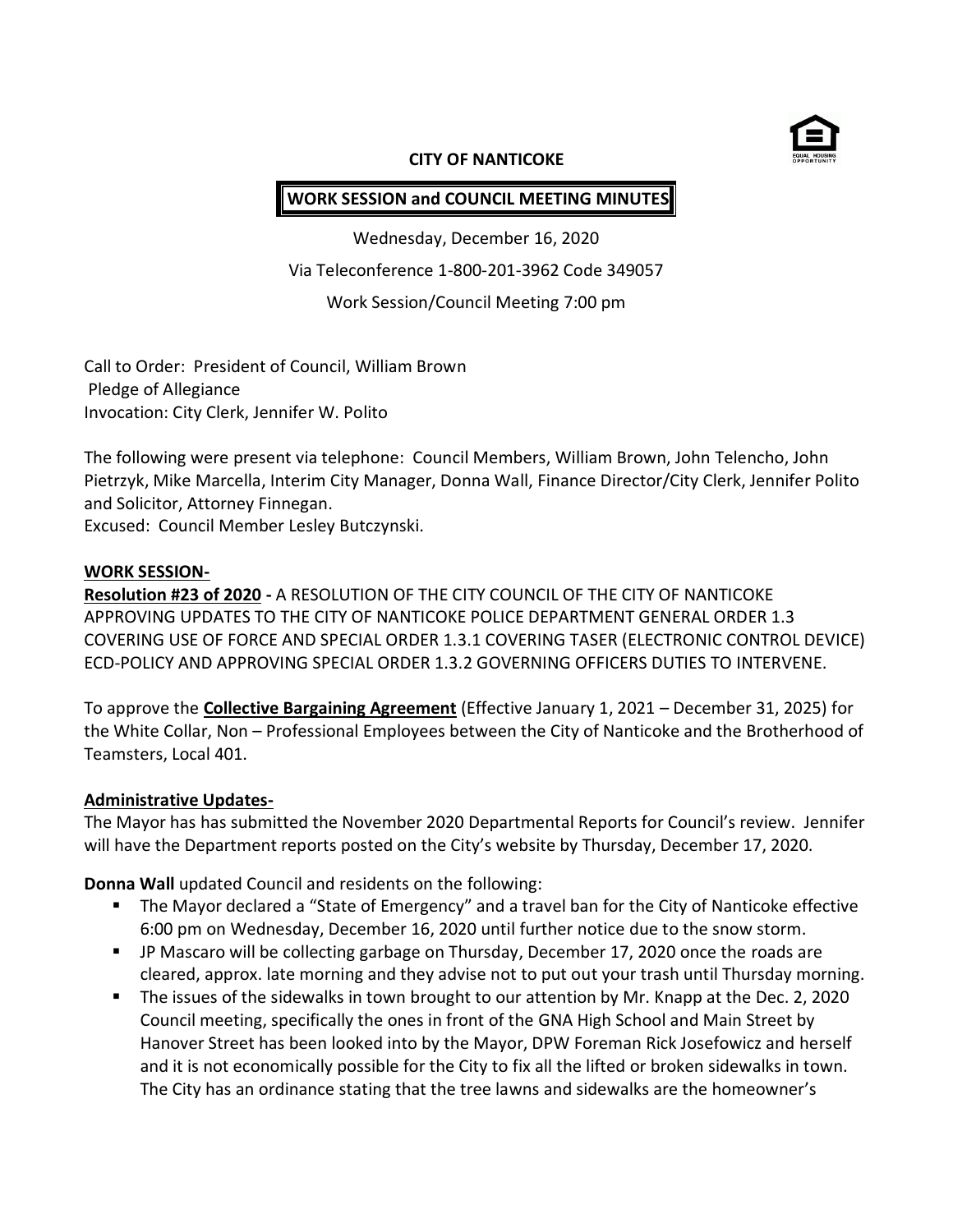**CITY OF NANTICOKE**

**WORK SESSION and COUNCIL MEETING MINUTES**

Wednesday, December 16, 2020

Via Teleconference 1-800-201-3962 Code 349057

Work Session/Council Meeting 7:00 pm

Call to Order: President of Council, William Brown
Pledge of Allegiance
Invocation: City Clerk, Jennifer W. Polito

The following were present via telephone: Council Members, William Brown, John Telencho, John Pietrzyk, Mike Marcella, Interim City Manager, Donna Wall, Finance Director/City Clerk, Jennifer Polito and Solicitor, Attorney Finnegan.
Excused: Council Member Lesley Butczynski.

**WORK SESSION-**

**Resolution #23 of 2020 -** A RESOLUTION OF THE CITY COUNCIL OF THE CITY OF NANTICOKE APPROVING UPDATES TO THE CITY OF NANTICOKE POLICE DEPARTMENT GENERAL ORDER 1.3 COVERING USE OF FORCE AND SPECIAL ORDER 1.3.1 COVERING TASER (ELECTRONIC CONTROL DEVICE) ECD-POLICY AND APPROVING SPECIAL ORDER 1.3.2 GOVERNING OFFICERS DUTIES TO INTERVENE.

To approve the **Collective Bargaining Agreement** (Effective January 1, 2021 – December 31, 2025) for the White Collar, Non – Professional Employees between the City of Nanticoke and the Brotherhood of Teamsters, Local 401.

**Administrative Updates-**

The Mayor has has submitted the November 2020 Departmental Reports for Council's review. Jennifer will have the Department reports posted on the City's website by Thursday, December 17, 2020.

**Donna Wall** updated Council and residents on the following:

- The Mayor declared a "State of Emergency" and a travel ban for the City of Nanticoke effective 6:00 pm on Wednesday, December 16, 2020 until further notice due to the snow storm.
- JP Mascaro will be collecting garbage on Thursday, December 17, 2020 once the roads are cleared, approx. late morning and they advise not to put out your trash until Thursday morning.
- The issues of the sidewalks in town brought to our attention by Mr. Knapp at the Dec. 2, 2020 Council meeting, specifically the ones in front of the GNA High School and Main Street by Hanover Street has been looked into by the Mayor, DPW Foreman Rick Josefowicz and herself and it is not economically possible for the City to fix all the lifted or broken sidewalks in town. The City has an ordinance stating that the tree lawns and sidewalks are the homeowner's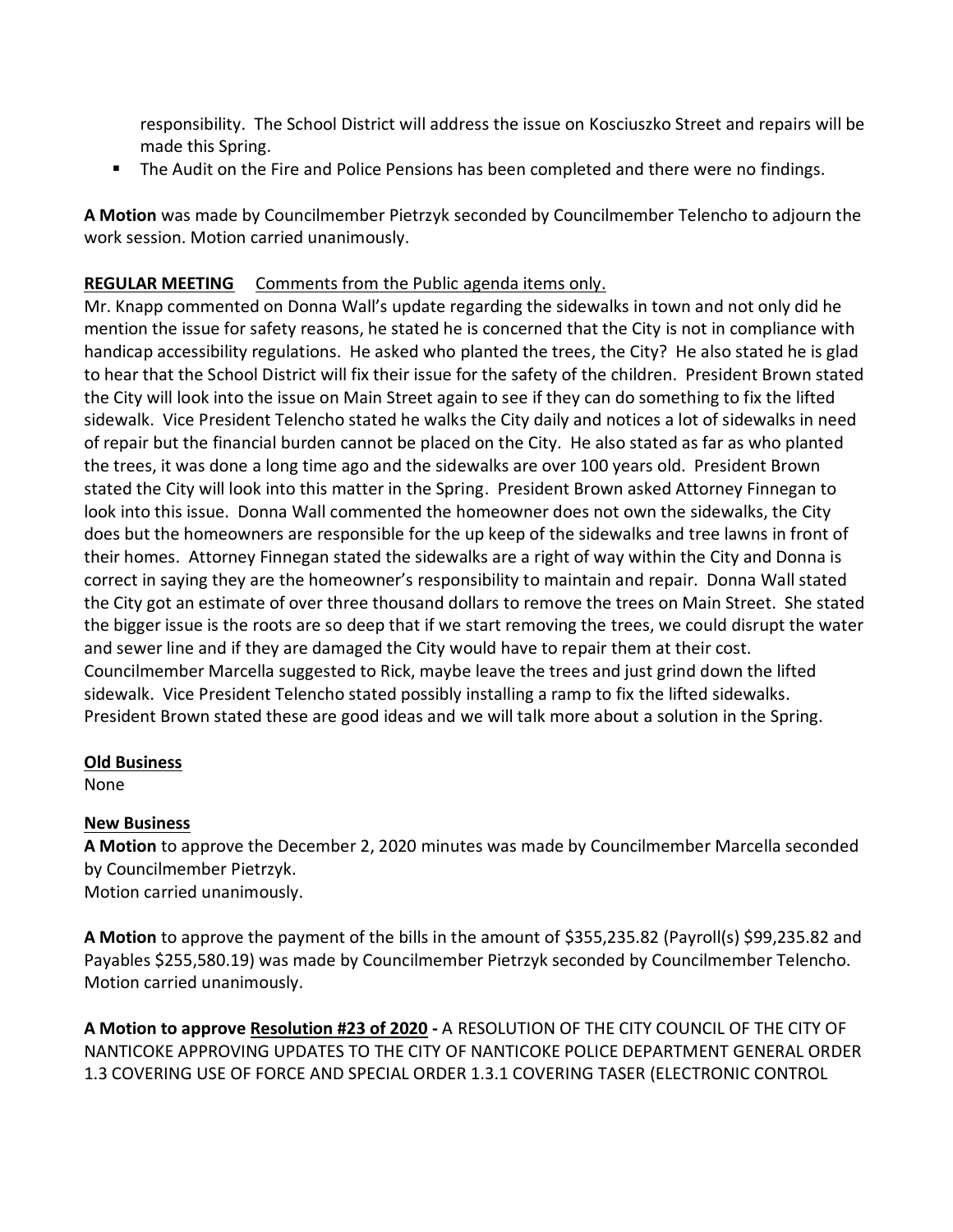responsibility. The School District will address the issue on Kosciuszko Street and repairs will be made this Spring.

- The Audit on the Fire and Police Pensions has been completed and there were no findings.

**A Motion** was made by Councilmember Pietrzyk seconded by Councilmember Telencho to adjourn the work session. Motion carried unanimously.

**REGULAR MEETING** Comments from the Public agenda items only.

Mr. Knapp commented on Donna Wall's update regarding the sidewalks in town and not only did he mention the issue for safety reasons, he stated he is concerned that the City is not in compliance with handicap accessibility regulations. He asked who planted the trees, the City? He also stated he is glad to hear that the School District will fix their issue for the safety of the children. President Brown stated the City will look into the issue on Main Street again to see if they can do something to fix the lifted sidewalk. Vice President Telencho stated he walks the City daily and notices a lot of sidewalks in need of repair but the financial burden cannot be placed on the City. He also stated as far as who planted the trees, it was done a long time ago and the sidewalks are over 100 years old. President Brown stated the City will look into this matter in the Spring. President Brown asked Attorney Finnegan to look into this issue. Donna Wall commented the homeowner does not own the sidewalks, the City does but the homeowners are responsible for the up keep of the sidewalks and tree lawns in front of their homes. Attorney Finnegan stated the sidewalks are a right of way within the City and Donna is correct in saying they are the homeowner's responsibility to maintain and repair. Donna Wall stated the City got an estimate of over three thousand dollars to remove the trees on Main Street. She stated the bigger issue is the roots are so deep that if we start removing the trees, we could disrupt the water and sewer line and if they are damaged the City would have to repair them at their cost. Councilmember Marcella suggested to Rick, maybe leave the trees and just grind down the lifted sidewalk. Vice President Telencho stated possibly installing a ramp to fix the lifted sidewalks. President Brown stated these are good ideas and we will talk more about a solution in the Spring.

**Old Business**

None

**New Business**

**A Motion** to approve the December 2, 2020 minutes was made by Councilmember Marcella seconded by Councilmember Pietrzyk.
Motion carried unanimously.

**A Motion** to approve the payment of the bills in the amount of $355,235.82 (Payroll(s) $99,235.82 and Payables $255,580.19) was made by Councilmember Pietrzyk seconded by Councilmember Telencho.
Motion carried unanimously.

**A Motion to approve Resolution #23 of 2020 -** A RESOLUTION OF THE CITY COUNCIL OF THE CITY OF NANTICOKE APPROVING UPDATES TO THE CITY OF NANTICOKE POLICE DEPARTMENT GENERAL ORDER 1.3 COVERING USE OF FORCE AND SPECIAL ORDER 1.3.1 COVERING TASER (ELECTRONIC CONTROL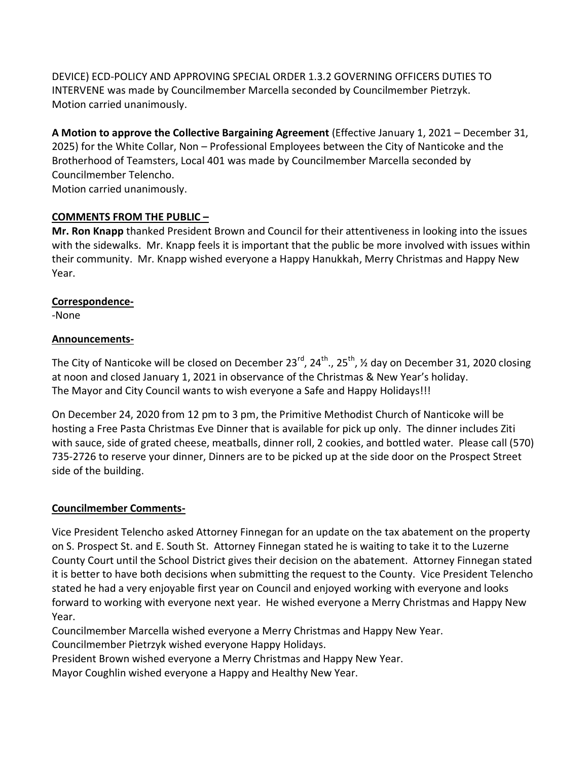DEVICE) ECD-POLICY AND APPROVING SPECIAL ORDER 1.3.2 GOVERNING OFFICERS DUTIES TO INTERVENE was made by Councilmember Marcella seconded by Councilmember Pietrzyk.
Motion carried unanimously.

**A Motion to approve the Collective Bargaining Agreement** (Effective January 1, 2021 – December 31, 2025) for the White Collar, Non – Professional Employees between the City of Nanticoke and the Brotherhood of Teamsters, Local 401 was made by Councilmember Marcella seconded by Councilmember Telencho.
Motion carried unanimously.

**<u>COMMENTS FROM THE PUBLIC –</u>**

**Mr. Ron Knapp** thanked President Brown and Council for their attentiveness in looking into the issues with the sidewalks. Mr. Knapp feels it is important that the public be more involved with issues within their community. Mr. Knapp wished everyone a Happy Hanukkah, Merry Christmas and Happy New Year.

**<u>Correspondence-</u>**

-None

**<u>Announcements-</u>**

The City of Nanticoke will be closed on December 23rd, 24th., 25th, ½ day on December 31, 2020 closing at noon and closed January 1, 2021 in observance of the Christmas & New Year's holiday.
The Mayor and City Council wants to wish everyone a Safe and Happy Holidays!!!

On December 24, 2020 from 12 pm to 3 pm, the Primitive Methodist Church of Nanticoke will be hosting a Free Pasta Christmas Eve Dinner that is available for pick up only. The dinner includes Ziti with sauce, side of grated cheese, meatballs, dinner roll, 2 cookies, and bottled water. Please call (570) 735-2726 to reserve your dinner, Dinners are to be picked up at the side door on the Prospect Street side of the building.

**<u>Councilmember Comments-</u>**

Vice President Telencho asked Attorney Finnegan for an update on the tax abatement on the property on S. Prospect St. and E. South St. Attorney Finnegan stated he is waiting to take it to the Luzerne County Court until the School District gives their decision on the abatement. Attorney Finnegan stated it is better to have both decisions when submitting the request to the County. Vice President Telencho stated he had a very enjoyable first year on Council and enjoyed working with everyone and looks forward to working with everyone next year. He wished everyone a Merry Christmas and Happy New Year.

Councilmember Marcella wished everyone a Merry Christmas and Happy New Year.

Councilmember Pietrzyk wished everyone Happy Holidays.

President Brown wished everyone a Merry Christmas and Happy New Year.

Mayor Coughlin wished everyone a Happy and Healthy New Year.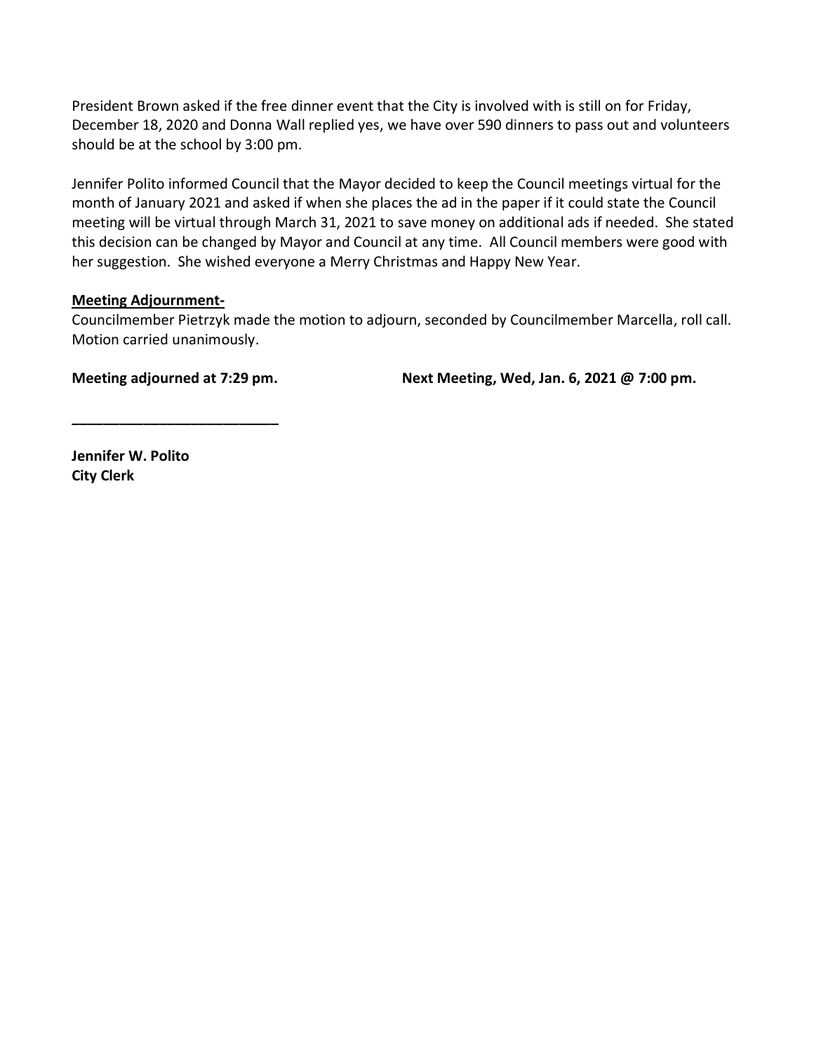President Brown asked if the free dinner event that the City is involved with is still on for Friday, December 18, 2020 and Donna Wall replied yes, we have over 590 dinners to pass out and volunteers should be at the school by 3:00 pm.

Jennifer Polito informed Council that the Mayor decided to keep the Council meetings virtual for the month of January 2021 and asked if when she places the ad in the paper if it could state the Council meeting will be virtual through March 31, 2021 to save money on additional ads if needed. She stated this decision can be changed by Mayor and Council at any time. All Council members were good with her suggestion. She wished everyone a Merry Christmas and Happy New Year.

**Meeting Adjournment-**

Councilmember Pietrzyk made the motion to adjourn, seconded by Councilmember Marcella, roll call. Motion carried unanimously.

**Meeting adjourned at 7:29 pm.** **Next Meeting, Wed, Jan. 6, 2021 @ 7:00 pm.**

\_\_\_\_\_\_\_\_\_\_\_\_\_\_\_\_\_\_\_\_\_\_\_\_\_\_

**Jennifer W. Polito**
**City Clerk**